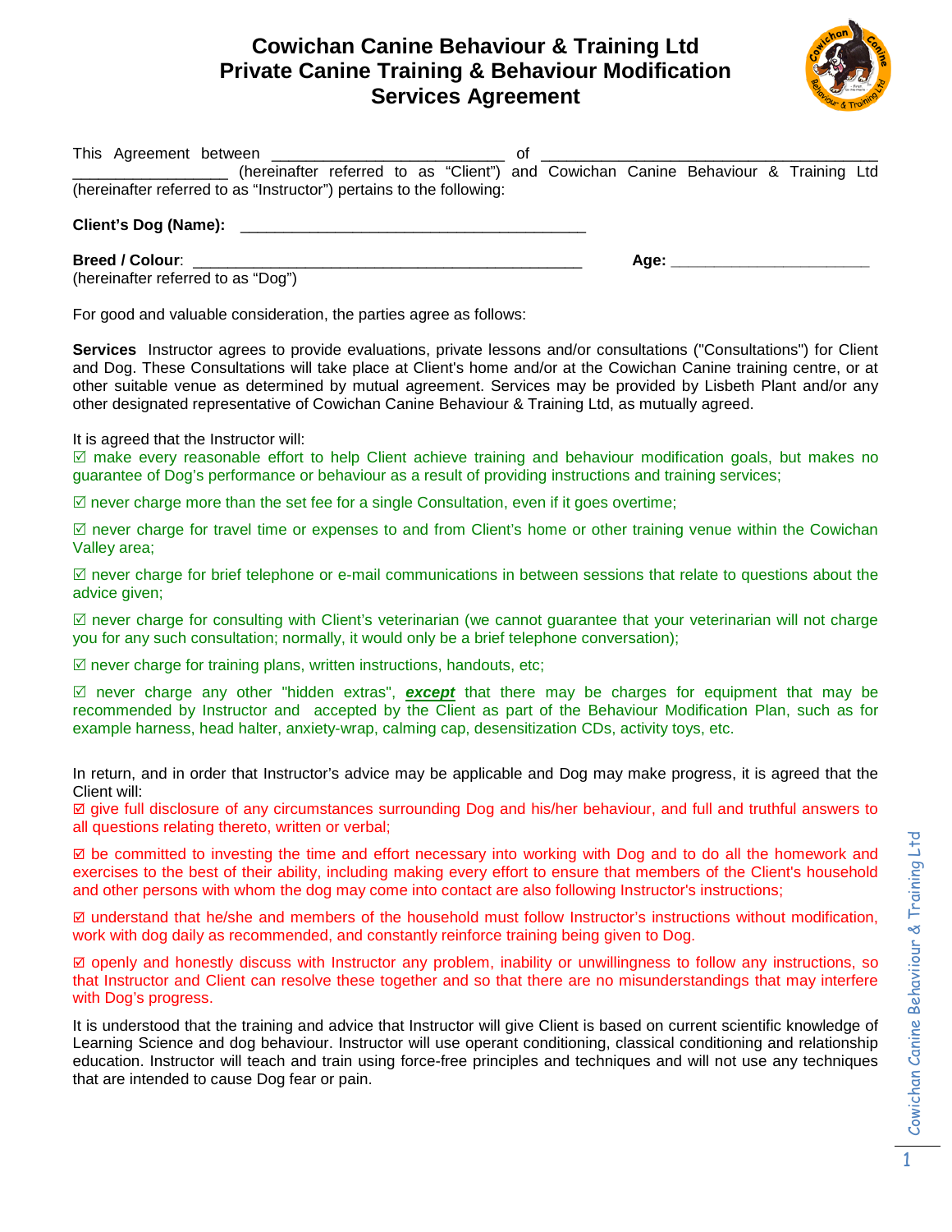# Cowichan Canine Behaviour & Training Ltd
# Private Canine Training & Behaviour Modification Services Agreement

This Agreement between ___________________________ of ________________________________________ ___________________ (hereinafter referred to as "Client") and Cowichan Canine Behaviour & Training Ltd (hereinafter referred to as "Instructor") pertains to the following:

**Client's Dog (Name):** ________________________________________

**Breed / Colour**: _____________________________________________ **Age:** _______________________
(hereinafter referred to as "Dog")

For good and valuable consideration, the parties agree as follows:

**Services** Instructor agrees to provide evaluations, private lessons and/or consultations ("Consultations") for Client and Dog. These Consultations will take place at Client's home and/or at the Cowichan Canine training centre, or at other suitable venue as determined by mutual agreement. Services may be provided by Lisbeth Plant and/or any other designated representative of Cowichan Canine Behaviour & Training Ltd, as mutually agreed.

It is agreed that the Instructor will:

☑ make every reasonable effort to help Client achieve training and behaviour modification goals, but makes no guarantee of Dog's performance or behaviour as a result of providing instructions and training services;

☑ never charge more than the set fee for a single Consultation, even if it goes overtime;

☑ never charge for travel time or expenses to and from Client's home or other training venue within the Cowichan Valley area;

☑ never charge for brief telephone or e-mail communications in between sessions that relate to questions about the advice given;

☑ never charge for consulting with Client's veterinarian (we cannot guarantee that your veterinarian will not charge you for any such consultation; normally, it would only be a brief telephone conversation);

☑ never charge for training plans, written instructions, handouts, etc;

☑ never charge any other "hidden extras", ***except*** that there may be charges for equipment that may be recommended by Instructor and accepted by the Client as part of the Behaviour Modification Plan, such as for example harness, head halter, anxiety-wrap, calming cap, desensitization CDs, activity toys, etc.

In return, and in order that Instructor's advice may be applicable and Dog may make progress, it is agreed that the Client will:

☑ give full disclosure of any circumstances surrounding Dog and his/her behaviour, and full and truthful answers to all questions relating thereto, written or verbal;

☑ be committed to investing the time and effort necessary into working with Dog and to do all the homework and exercises to the best of their ability, including making every effort to ensure that members of the Client's household and other persons with whom the dog may come into contact are also following Instructor's instructions;

☑ understand that he/she and members of the household must follow Instructor's instructions without modification, work with dog daily as recommended, and constantly reinforce training being given to Dog.

☑ openly and honestly discuss with Instructor any problem, inability or unwillingness to follow any instructions, so that Instructor and Client can resolve these together and so that there are no misunderstandings that may interfere with Dog's progress.

It is understood that the training and advice that Instructor will give Client is based on current scientific knowledge of Learning Science and dog behaviour. Instructor will use operant conditioning, classical conditioning and relationship education. Instructor will teach and train using force-free principles and techniques and will not use any techniques that are intended to cause Dog fear or pain.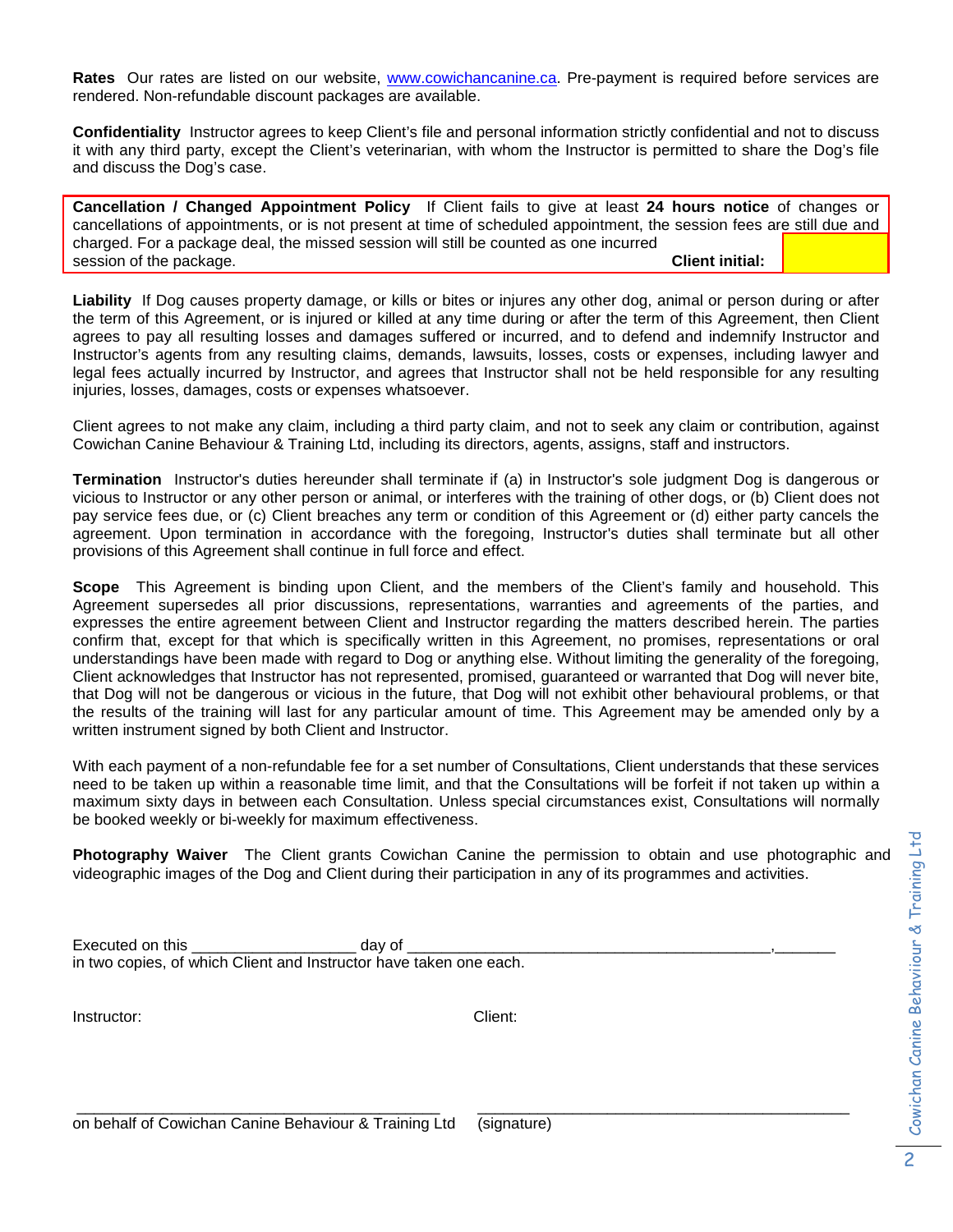**Rates** Our rates are listed on our website, [www.cowichancanine.ca](www.cowichancanine.ca). Pre-payment is required before services are rendered. Non-refundable discount packages are available.

**Confidentiality** Instructor agrees to keep Client's file and personal information strictly confidential and not to discuss it with any third party, except the Client's veterinarian, with whom the Instructor is permitted to share the Dog's file and discuss the Dog's case.

**Cancellation / Changed Appointment Policy** If Client fails to give at least **24 hours notice** of changes or cancellations of appointments, or is not present at time of scheduled appointment, the session fees are still due and charged. For a package deal, the missed session will still be counted as one incurred session of the package. **Client initial:**

**Liability** If Dog causes property damage, or kills or bites or injures any other dog, animal or person during or after the term of this Agreement, or is injured or killed at any time during or after the term of this Agreement, then Client agrees to pay all resulting losses and damages suffered or incurred, and to defend and indemnify Instructor and Instructor's agents from any resulting claims, demands, lawsuits, losses, costs or expenses, including lawyer and legal fees actually incurred by Instructor, and agrees that Instructor shall not be held responsible for any resulting injuries, losses, damages, costs or expenses whatsoever.

Client agrees to not make any claim, including a third party claim, and not to seek any claim or contribution, against Cowichan Canine Behaviour & Training Ltd, including its directors, agents, assigns, staff and instructors.

**Termination** Instructor's duties hereunder shall terminate if (a) in Instructor's sole judgment Dog is dangerous or vicious to Instructor or any other person or animal, or interferes with the training of other dogs, or (b) Client does not pay service fees due, or (c) Client breaches any term or condition of this Agreement or (d) either party cancels the agreement. Upon termination in accordance with the foregoing, Instructor's duties shall terminate but all other provisions of this Agreement shall continue in full force and effect.

**Scope** This Agreement is binding upon Client, and the members of the Client's family and household. This Agreement supersedes all prior discussions, representations, warranties and agreements of the parties, and expresses the entire agreement between Client and Instructor regarding the matters described herein. The parties confirm that, except for that which is specifically written in this Agreement, no promises, representations or oral understandings have been made with regard to Dog or anything else. Without limiting the generality of the foregoing, Client acknowledges that Instructor has not represented, promised, guaranteed or warranted that Dog will never bite, that Dog will not be dangerous or vicious in the future, that Dog will not exhibit other behavioural problems, or that the results of the training will last for any particular amount of time. This Agreement may be amended only by a written instrument signed by both Client and Instructor.

With each payment of a non-refundable fee for a set number of Consultations, Client understands that these services need to be taken up within a reasonable time limit, and that the Consultations will be forfeit if not taken up within a maximum sixty days in between each Consultation. Unless special circumstances exist, Consultations will normally be booked weekly or bi-weekly for maximum effectiveness.

**Photography Waiver** The Client grants Cowichan Canine the permission to obtain and use photographic and videographic images of the Dog and Client during their participation in any of its programmes and activities.

Executed on this ___________________ day of ____________________________________________,_______ in two copies, of which Client and Instructor have taken one each.

Instructor:

_____________________________________________
on behalf of Cowichan Canine Behaviour & Training Ltd

Client:

_____________________________________________
(signature)